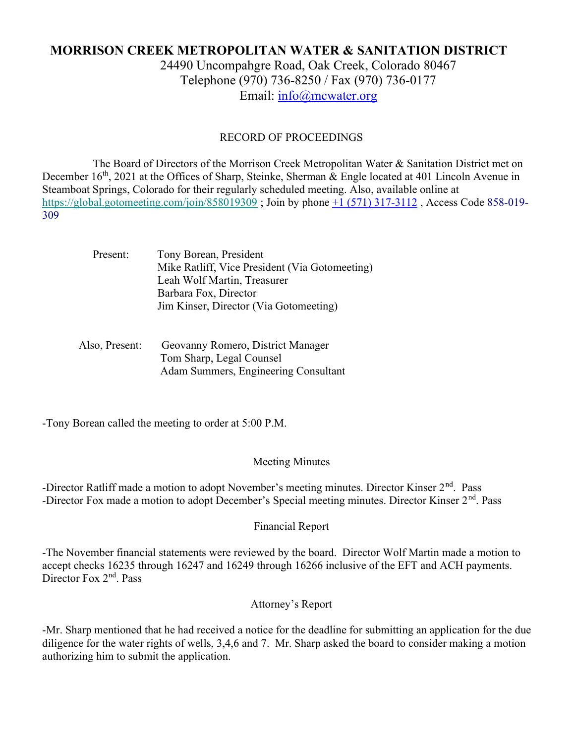# MORRISON CREEK METROPOLITAN WATER & SANITATION DISTRICT

24490 Uncompahgre Road, Oak Creek, Colorado 80467
Telephone (970) 736-8250 / Fax (970) 736-0177
Email: info@mcwater.org

RECORD OF PROCEEDINGS

The Board of Directors of the Morrison Creek Metropolitan Water & Sanitation District met on December 16th, 2021 at the Offices of Sharp, Steinke, Sherman & Engle located at 401 Lincoln Avenue in Steamboat Springs, Colorado for their regularly scheduled meeting. Also, available online at https://global.gotomeeting.com/join/858019309 ; Join by phone +1 (571) 317-3112 , Access Code 858-019-309

Present: Tony Borean, President
Mike Ratliff, Vice President (Via Gotomeeting)
Leah Wolf Martin, Treasurer
Barbara Fox, Director
Jim Kinser, Director (Via Gotomeeting)

Also, Present: Geovanny Romero, District Manager
Tom Sharp, Legal Counsel
Adam Summers, Engineering Consultant

-Tony Borean called the meeting to order at 5:00 P.M.

## Meeting Minutes

-Director Ratliff made a motion to adopt November's meeting minutes. Director Kinser 2nd. Pass
-Director Fox made a motion to adopt December's Special meeting minutes. Director Kinser 2nd. Pass

## Financial Report

-The November financial statements were reviewed by the board. Director Wolf Martin made a motion to accept checks 16235 through 16247 and 16249 through 16266 inclusive of the EFT and ACH payments. Director Fox 2nd. Pass

## Attorney's Report

-Mr. Sharp mentioned that he had received a notice for the deadline for submitting an application for the due diligence for the water rights of wells, 3,4,6 and 7. Mr. Sharp asked the board to consider making a motion authorizing him to submit the application.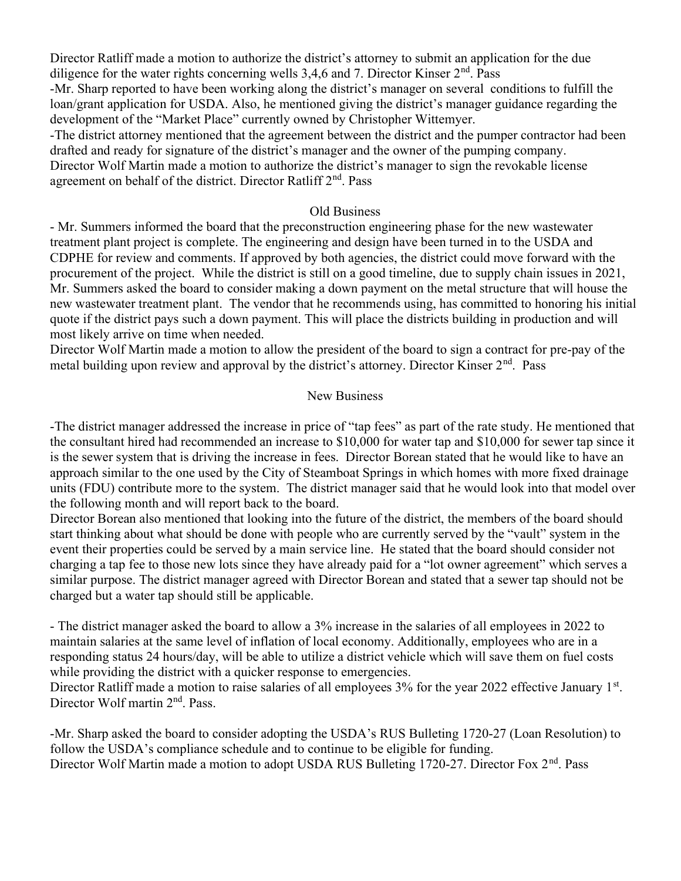Director Ratliff made a motion to authorize the district's attorney to submit an application for the due diligence for the water rights concerning wells 3,4,6 and 7. Director Kinser 2nd. Pass

-Mr. Sharp reported to have been working along the district's manager on several conditions to fulfill the loan/grant application for USDA. Also, he mentioned giving the district's manager guidance regarding the development of the "Market Place" currently owned by Christopher Wittemyer.

-The district attorney mentioned that the agreement between the district and the pumper contractor had been drafted and ready for signature of the district's manager and the owner of the pumping company.

Director Wolf Martin made a motion to authorize the district's manager to sign the revokable license agreement on behalf of the district. Director Ratliff 2nd. Pass

## Old Business

- Mr. Summers informed the board that the preconstruction engineering phase for the new wastewater treatment plant project is complete. The engineering and design have been turned in to the USDA and CDPHE for review and comments. If approved by both agencies, the district could move forward with the procurement of the project. While the district is still on a good timeline, due to supply chain issues in 2021, Mr. Summers asked the board to consider making a down payment on the metal structure that will house the new wastewater treatment plant. The vendor that he recommends using, has committed to honoring his initial quote if the district pays such a down payment. This will place the districts building in production and will most likely arrive on time when needed.

Director Wolf Martin made a motion to allow the president of the board to sign a contract for pre-pay of the metal building upon review and approval by the district's attorney. Director Kinser 2nd. Pass

## New Business

-The district manager addressed the increase in price of "tap fees" as part of the rate study. He mentioned that the consultant hired had recommended an increase to $10,000 for water tap and $10,000 for sewer tap since it is the sewer system that is driving the increase in fees. Director Borean stated that he would like to have an approach similar to the one used by the City of Steamboat Springs in which homes with more fixed drainage units (FDU) contribute more to the system. The district manager said that he would look into that model over the following month and will report back to the board.

Director Borean also mentioned that looking into the future of the district, the members of the board should start thinking about what should be done with people who are currently served by the "vault" system in the event their properties could be served by a main service line. He stated that the board should consider not charging a tap fee to those new lots since they have already paid for a "lot owner agreement" which serves a similar purpose. The district manager agreed with Director Borean and stated that a sewer tap should not be charged but a water tap should still be applicable.

- The district manager asked the board to allow a 3% increase in the salaries of all employees in 2022 to maintain salaries at the same level of inflation of local economy. Additionally, employees who are in a responding status 24 hours/day, will be able to utilize a district vehicle which will save them on fuel costs while providing the district with a quicker response to emergencies.

Director Ratliff made a motion to raise salaries of all employees 3% for the year 2022 effective January 1st. Director Wolf martin 2nd. Pass.

-Mr. Sharp asked the board to consider adopting the USDA's RUS Bulleting 1720-27 (Loan Resolution) to follow the USDA's compliance schedule and to continue to be eligible for funding.

Director Wolf Martin made a motion to adopt USDA RUS Bulleting 1720-27. Director Fox 2nd. Pass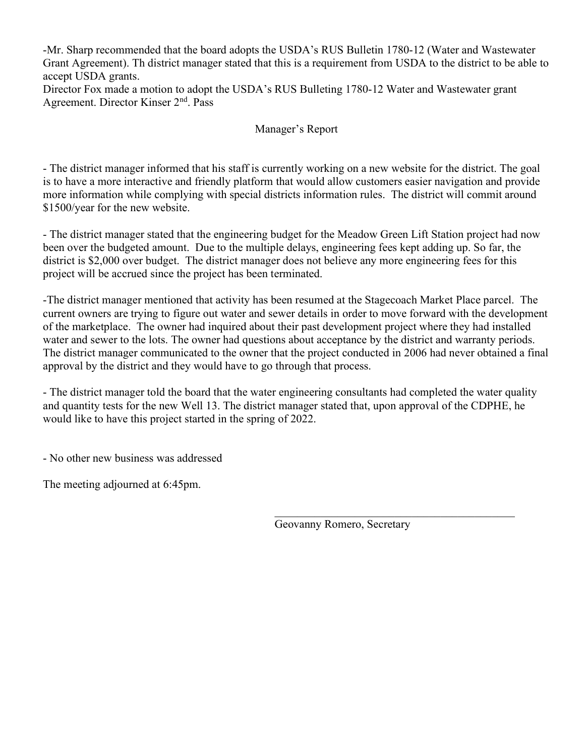-Mr. Sharp recommended that the board adopts the USDA's RUS Bulletin 1780-12 (Water and Wastewater Grant Agreement). Th district manager stated that this is a requirement from USDA to the district to be able to accept USDA grants.
Director Fox made a motion to adopt the USDA's RUS Bulleting 1780-12 Water and Wastewater grant Agreement. Director Kinser 2nd. Pass

## Manager's Report

- The district manager informed that his staff is currently working on a new website for the district. The goal is to have a more interactive and friendly platform that would allow customers easier navigation and provide more information while complying with special districts information rules. The district will commit around $1500/year for the new website.

- The district manager stated that the engineering budget for the Meadow Green Lift Station project had now been over the budgeted amount. Due to the multiple delays, engineering fees kept adding up. So far, the district is $2,000 over budget. The district manager does not believe any more engineering fees for this project will be accrued since the project has been terminated.

-The district manager mentioned that activity has been resumed at the Stagecoach Market Place parcel. The current owners are trying to figure out water and sewer details in order to move forward with the development of the marketplace. The owner had inquired about their past development project where they had installed water and sewer to the lots. The owner had questions about acceptance by the district and warranty periods. The district manager communicated to the owner that the project conducted in 2006 had never obtained a final approval by the district and they would have to go through that process.

- The district manager told the board that the water engineering consultants had completed the water quality and quantity tests for the new Well 13. The district manager stated that, upon approval of the CDPHE, he would like to have this project started in the spring of 2022.

- No other new business was addressed

The meeting adjourned at 6:45pm.

\_\_\_\_\_\_\_\_\_\_\_\_\_\_\_\_\_\_\_\_\_\_\_\_\_\_\_\_\_\_\_\_\_\_\_\_\_\_\_\_

Geovanny Romero, Secretary